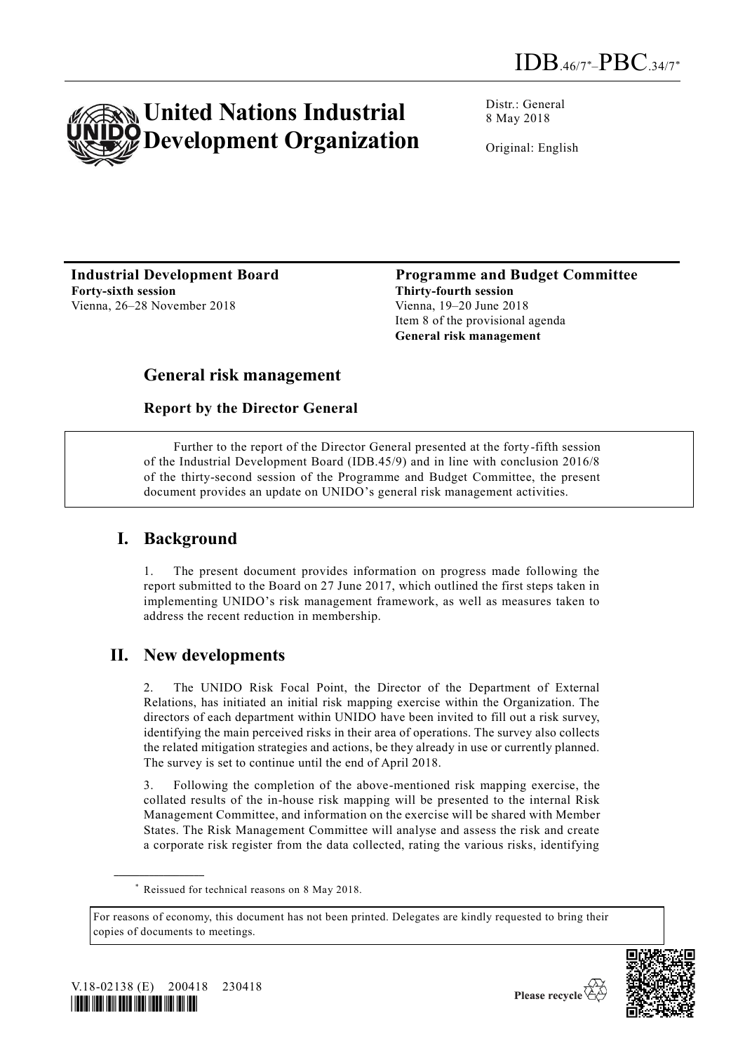IDB.46/7*–PBC.34/7*

# United Nations Industrial Development Organization

Distr.: General
8 May 2018

Original: English

**Industrial Development Board**
**Forty-sixth session**
Vienna, 26–28 November 2018

**Programme and Budget Committee**
**Thirty-fourth session**
Vienna, 19–20 June 2018
Item 8 of the provisional agenda
**General risk management**

## General risk management

### Report by the Director General

Further to the report of the Director General presented at the forty-fifth session of the Industrial Development Board (IDB.45/9) and in line with conclusion 2016/8 of the thirty-second session of the Programme and Budget Committee, the present document provides an update on UNIDO's general risk management activities.

## I. Background

1. The present document provides information on progress made following the report submitted to the Board on 27 June 2017, which outlined the first steps taken in implementing UNIDO's risk management framework, as well as measures taken to address the recent reduction in membership.

## II. New developments

2. The UNIDO Risk Focal Point, the Director of the Department of External Relations, has initiated an initial risk mapping exercise within the Organization. The directors of each department within UNIDO have been invited to fill out a risk survey, identifying the main perceived risks in their area of operations. The survey also collects the related mitigation strategies and actions, be they already in use or currently planned. The survey is set to continue until the end of April 2018.

3. Following the completion of the above-mentioned risk mapping exercise, the collated results of the in-house risk mapping will be presented to the internal Risk Management Committee, and information on the exercise will be shared with Member States. The Risk Management Committee will analyse and assess the risk and create a corporate risk register from the data collected, rating the various risks, identifying

\* Reissued for technical reasons on 8 May 2018.

For reasons of economy, this document has not been printed. Delegates are kindly requested to bring their copies of documents to meetings.

V.18-02138 (E) 200418 230418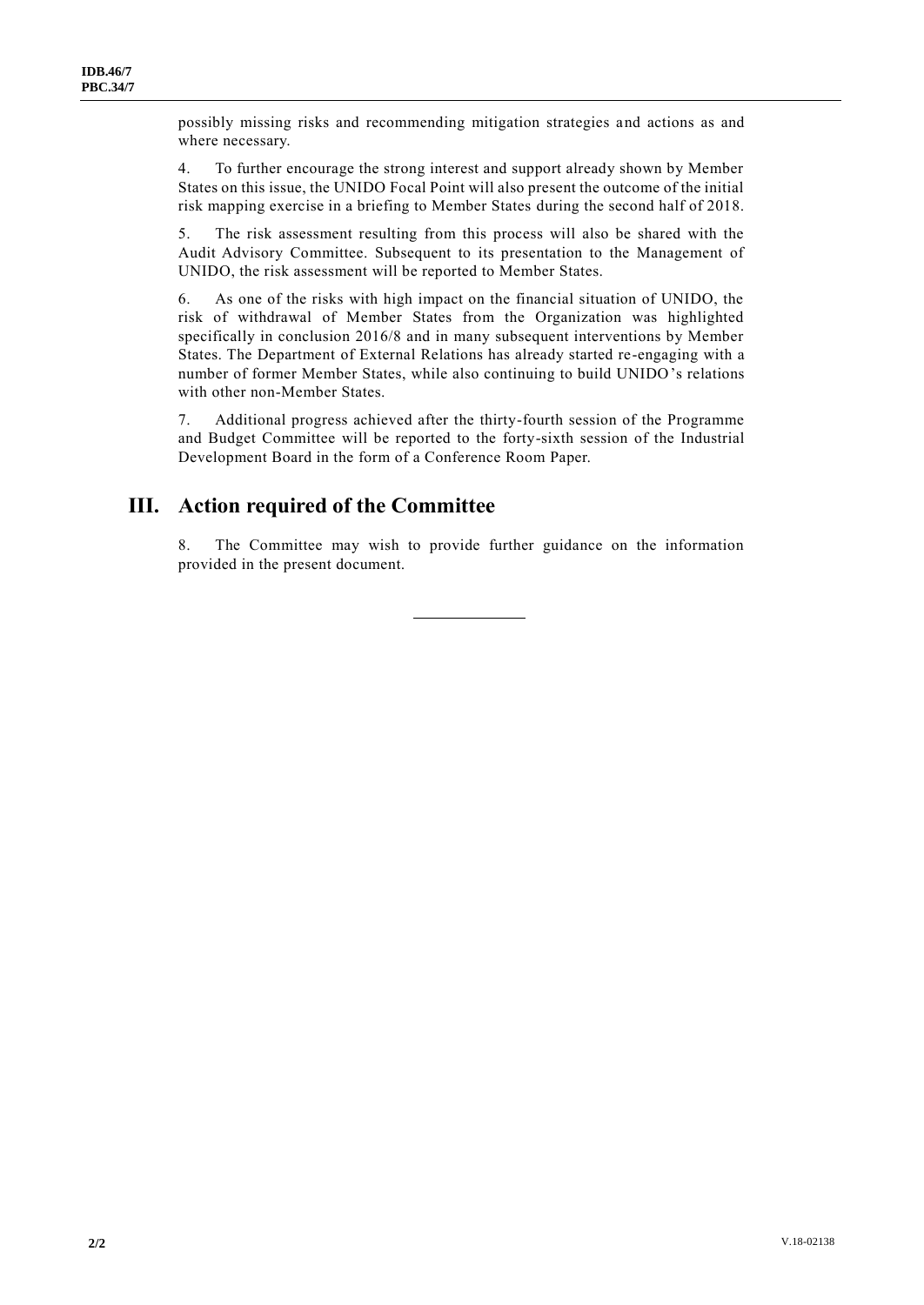possibly missing risks and recommending mitigation strategies and actions as and where necessary.

4. To further encourage the strong interest and support already shown by Member States on this issue, the UNIDO Focal Point will also present the outcome of the initial risk mapping exercise in a briefing to Member States during the second half of 2018.

5. The risk assessment resulting from this process will also be shared with the Audit Advisory Committee. Subsequent to its presentation to the Management of UNIDO, the risk assessment will be reported to Member States.

6. As one of the risks with high impact on the financial situation of UNIDO, the risk of withdrawal of Member States from the Organization was highlighted specifically in conclusion 2016/8 and in many subsequent interventions by Member States. The Department of External Relations has already started re-engaging with a number of former Member States, while also continuing to build UNIDO's relations with other non-Member States.

7. Additional progress achieved after the thirty-fourth session of the Programme and Budget Committee will be reported to the forty-sixth session of the Industrial Development Board in the form of a Conference Room Paper.

## III. Action required of the Committee

8. The Committee may wish to provide further guidance on the information provided in the present document.